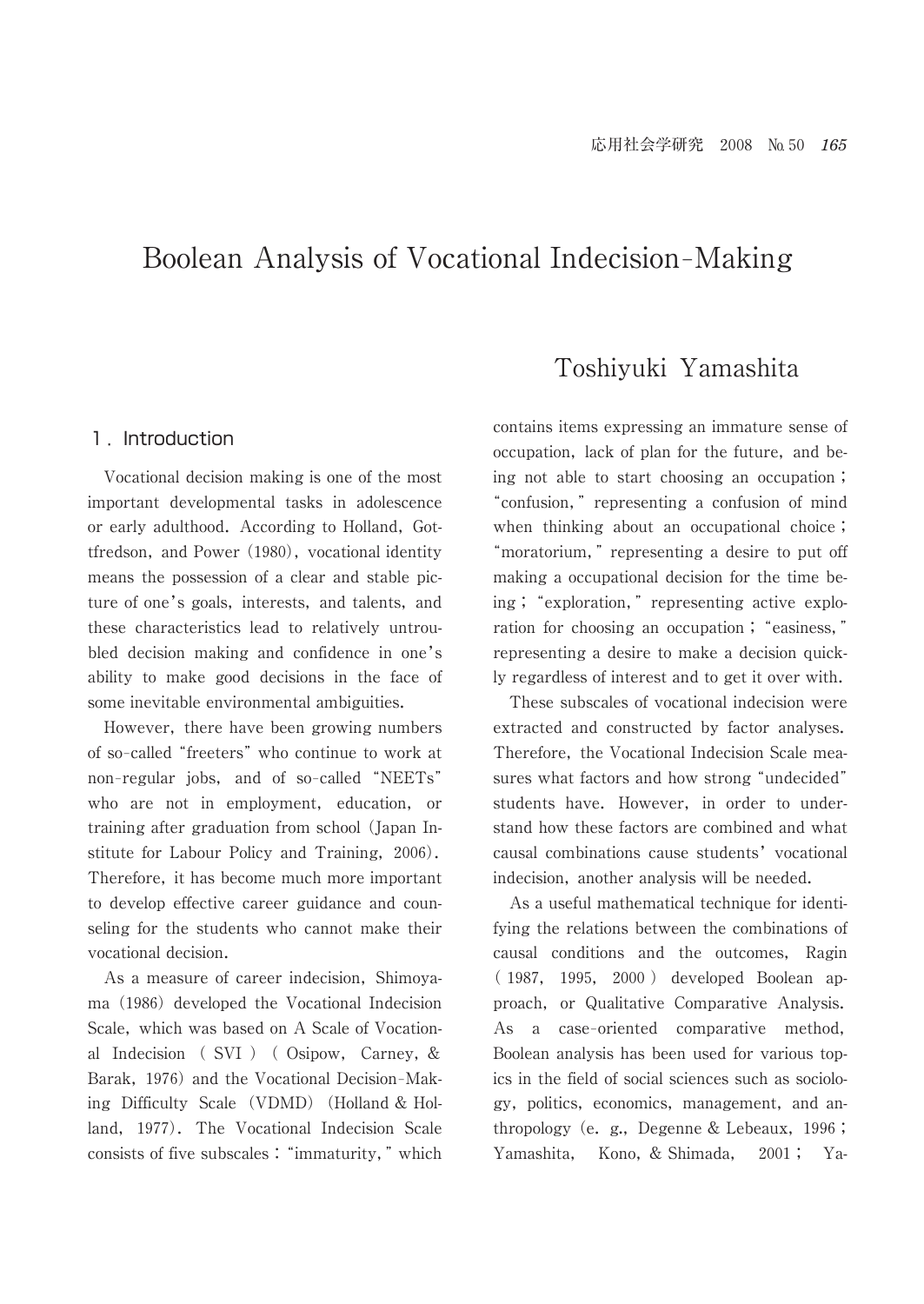# Boolean Analysis of Vocational Indecision-Making

## Toshiyuki Yamashita

## 1. Introduction

Vocational decision making is one of the most important developmental tasks in adolescence or early adulthood. According to Holland, Gottfredson, and Power (1980), vocational identity means the possession of a clear and stable picture of one's goals, interests, and talents, and these characteristics lead to relatively untroubled decision making and confidence in one's ability to make good decisions in the face of some inevitable environmental ambiguities.

However, there have been growing numbers of so-called "freeters" who continue to work at non-regular jobs, and of so-called "NEETs" who are not in employment, education, or training after graduation from school (Japan Institute for Labour Policy and Training, 2006). Therefore, it has become much more important to develop effective career guidance and counseling for the students who cannot make their vocational decision.

As a measure of career indecision, Shimoyama (1986) developed the Vocational Indecision Scale, which was based on A Scale of Vocational Indecision (SVI) (Osipow, Carney, & Barak, 1976) and the Vocational Decision-Making Difficulty Scale (VDMD) (Holland & Holland, 1977). The Vocational Indecision Scale consists of five subscales: "immaturity," which contains items expressing an immature sense of occupation, lack of plan for the future, and being not able to start choosing an occupation; "confusion," representing a confusion of mind when thinking about an occupational choice; "moratorium," representing a desire to put off making a occupational decision for the time being; "exploration," representing active exploration for choosing an occupation; "easiness," representing a desire to make a decision quickly regardless of interest and to get it over with.

These subscales of vocational indecision were extracted and constructed by factor analyses. Therefore, the Vocational Indecision Scale measures what factors and how strong "undecided" students have. However, in order to understand how these factors are combined and what causal combinations cause students' vocational indecision, another analysis will be needed.

As a useful mathematical technique for identifying the relations between the combinations of causal conditions and the outcomes, Ragin (1987, 1995, 2000) developed Boolean approach, or Qualitative Comparative Analysis. As a case-oriented comparative method, Boolean analysis has been used for various topics in the field of social sciences such as sociology, politics, economics, management, and anthropology (e. g., Degenne & Lebeaux, 1996; Yamashita, Kono, & Shimada, 2001; Ya-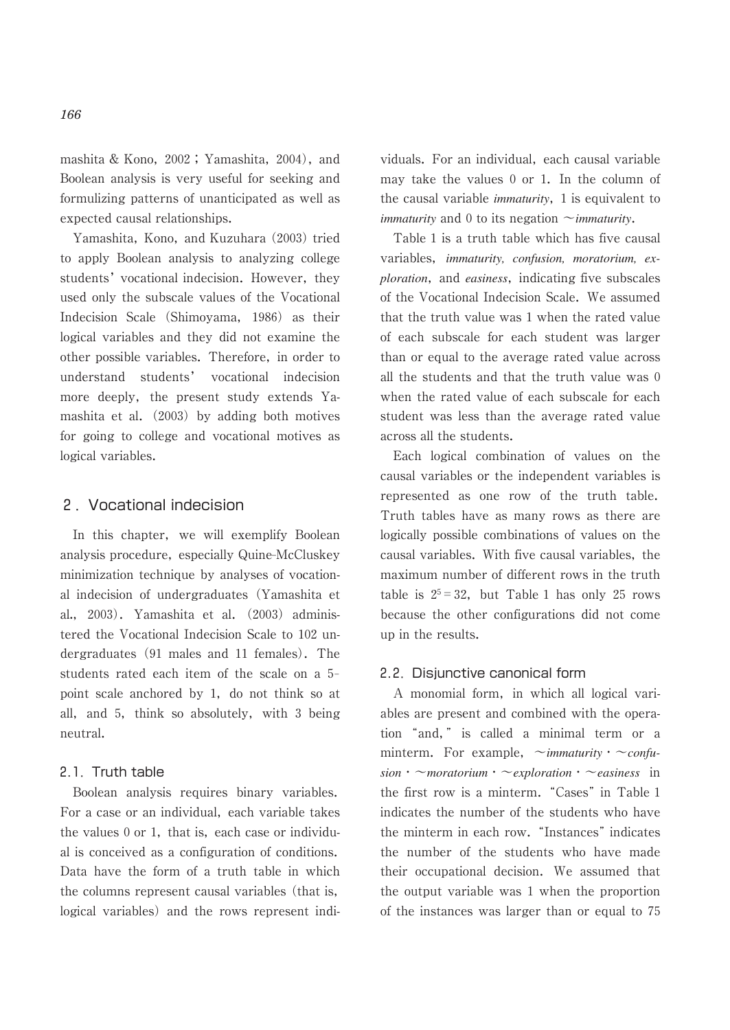mashita & Kono, 2002 ; Yamashita, 2004), and Boolean analysis is very useful for seeking and formulizing patterns of unanticipated as well as expected causal relationships.

Yamashita, Kono, and Kuzuhara (2003) tried to apply Boolean analysis to analyzing college students' vocational indecision. However, they used only the subscale values of the Vocational Indecision Scale (Shimoyama, 1986) as their logical variables and they did not examine the other possible variables. Therefore, in order to understand students' vocational indecision more deeply, the present study extends Yamashita et al. (2003) by adding both motives for going to college and vocational motives as logical variables.

## 2. Vocational indecision

In this chapter, we will exemplify Boolean analysis procedure, especially Quine-McCluskey minimization technique by analyses of vocational indecision of undergraduates (Yamashita et al., 2003). Yamashita et al. (2003) administered the Vocational Indecision Scale to 102 undergraduates (91 males and 11 females). The students rated each item of the scale on a 5-point scale anchored by 1, do not think so at all, and 5, think so absolutely, with 3 being neutral.

### 2.1. Truth table

Boolean analysis requires binary variables. For a case or an individual, each variable takes the values 0 or 1, that is, each case or individual is conceived as a configuration of conditions. Data have the form of a truth table in which the columns represent causal variables (that is, logical variables) and the rows represent individuals. For an individual, each causal variable may take the values 0 or 1. In the column of the causal variable *immaturity*, 1 is equivalent to *immaturity* and 0 to its negation ∼*immaturity*.

Table 1 is a truth table which has five causal variables, *immaturity, confusion, moratorium, exploration*, and *easiness*, indicating five subscales of the Vocational Indecision Scale. We assumed that the truth value was 1 when the rated value of each subscale for each student was larger than or equal to the average rated value across all the students and that the truth value was 0 when the rated value of each subscale for each student was less than the average rated value across all the students.

Each logical combination of values on the causal variables or the independent variables is represented as one row of the truth table. Truth tables have as many rows as there are logically possible combinations of values on the causal variables. With five causal variables, the maximum number of different rows in the truth table is $2^5 = 32$, but Table 1 has only 25 rows because the other configurations did not come up in the results.

### 2.2. Disjunctive canonical form

A monomial form, in which all logical variables are present and combined with the operation "and," is called a minimal term or a minterm. For example, ∼*immaturity* · ∼*confusion* · ∼*moratorium* · ∼*exploration* · ∼*easiness* in the first row is a minterm. "Cases" in Table 1 indicates the number of the students who have the minterm in each row. "Instances" indicates the number of the students who have made their occupational decision. We assumed that the output variable was 1 when the proportion of the instances was larger than or equal to 75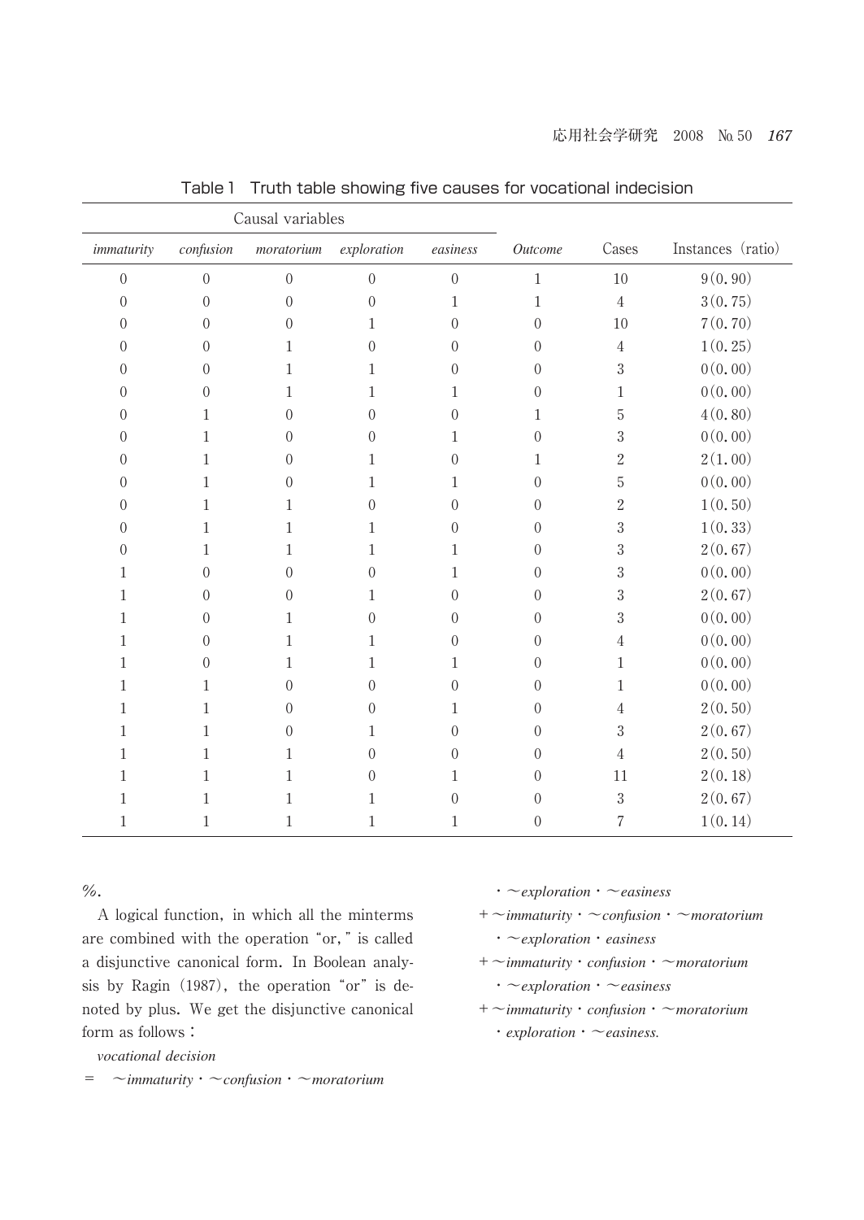Table 1　Truth table showing five causes for vocational indecision

| Causal variables | | | | | | | |
|---|---|---|---|---|---|---|---|
| *immaturity* | *confusion* | *moratorium* | *exploration* | *easiness* | *Outcome* | Cases | Instances (ratio) |
| 0 | 0 | 0 | 0 | 0 | 1 | 10 | 9(0.90) |
| 0 | 0 | 0 | 0 | 1 | 1 | 4 | 3(0.75) |
| 0 | 0 | 0 | 1 | 0 | 0 | 10 | 7(0.70) |
| 0 | 0 | 1 | 0 | 0 | 0 | 4 | 1(0.25) |
| 0 | 0 | 1 | 1 | 0 | 0 | 3 | 0(0.00) |
| 0 | 0 | 1 | 1 | 1 | 0 | 1 | 0(0.00) |
| 0 | 1 | 0 | 0 | 0 | 1 | 5 | 4(0.80) |
| 0 | 1 | 0 | 0 | 1 | 0 | 3 | 0(0.00) |
| 0 | 1 | 0 | 1 | 0 | 1 | 2 | 2(1.00) |
| 0 | 1 | 0 | 1 | 1 | 0 | 5 | 0(0.00) |
| 0 | 1 | 1 | 0 | 0 | 0 | 2 | 1(0.50) |
| 0 | 1 | 1 | 1 | 0 | 0 | 3 | 1(0.33) |
| 0 | 1 | 1 | 1 | 1 | 0 | 3 | 2(0.67) |
| 1 | 0 | 0 | 0 | 1 | 0 | 3 | 0(0.00) |
| 1 | 0 | 0 | 1 | 0 | 0 | 3 | 2(0.67) |
| 1 | 0 | 1 | 0 | 0 | 0 | 3 | 0(0.00) |
| 1 | 0 | 1 | 1 | 0 | 0 | 4 | 0(0.00) |
| 1 | 0 | 1 | 1 | 1 | 0 | 1 | 0(0.00) |
| 1 | 1 | 0 | 0 | 0 | 0 | 1 | 0(0.00) |
| 1 | 1 | 0 | 0 | 1 | 0 | 4 | 2(0.50) |
| 1 | 1 | 0 | 1 | 0 | 0 | 3 | 2(0.67) |
| 1 | 1 | 1 | 0 | 0 | 0 | 4 | 2(0.50) |
| 1 | 1 | 1 | 0 | 1 | 0 | 11 | 2(0.18) |
| 1 | 1 | 1 | 1 | 0 | 0 | 3 | 2(0.67) |
| 1 | 1 | 1 | 1 | 1 | 0 | 7 | 1(0.14) |

%.

A logical function, in which all the minterms are combined with the operation "or," is called a disjunctive canonical form. In Boolean analysis by Ragin (1987), the operation "or" is denoted by plus. We get the disjunctive canonical form as follows：

*vocational decision*

= ～*immaturity*・～*confusion*・～*moratorium* ・～*exploration*・～*easiness*

+～*immaturity*・～*confusion*・～*moratorium* ・～*exploration*・*easiness*

+～*immaturity*・*confusion*・～*moratorium* ・～*exploration*・～*easiness*

+～*immaturity*・*confusion*・～*moratorium* ・*exploration*・～*easiness.*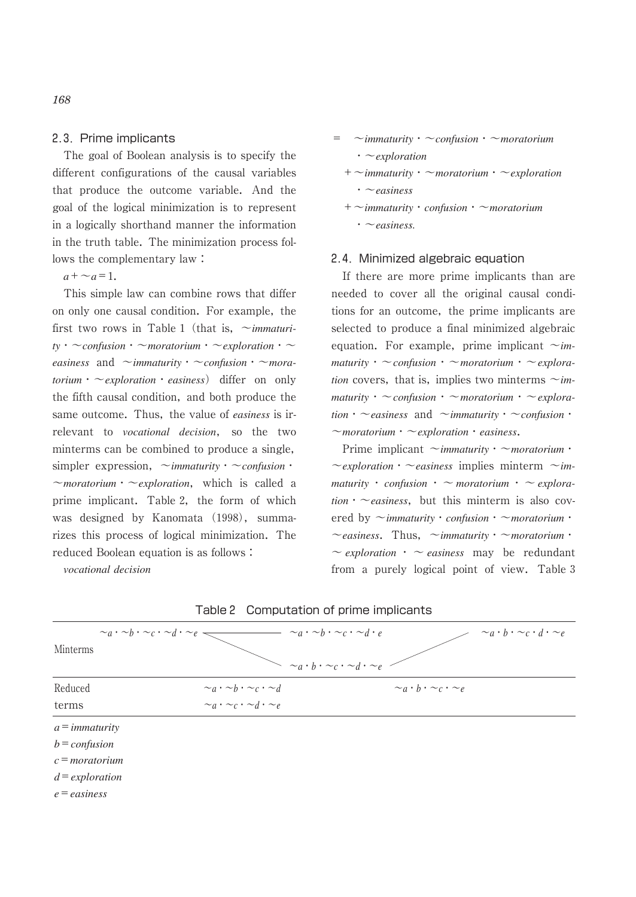### 2.3. Prime implicants

The goal of Boolean analysis is to specify the different configurations of the causal variables that produce the outcome variable. And the goal of the logical minimization is to represent in a logically shorthand manner the information in the truth table. The minimization process follows the complementary law:

$a + \sim a = 1.$

This simple law can combine rows that differ on only one causal condition. For example, the first two rows in Table 1 (that is, *~immaturity · ~confusion · ~moratorium · ~exploration · ~easiness* and *~immaturity · ~confusion · ~moratorium · ~exploration · easiness*) differ on only the fifth causal condition, and both produce the same outcome. Thus, the value of *easiness* is irrelevant to *vocational decision*, so the two minterms can be combined to produce a single, simpler expression, *~immaturity · ~confusion · ~moratorium · ~exploration*, which is called a prime implicant. Table 2, the form of which was designed by Kanomata (1998), summarizes this process of logical minimization. The reduced Boolean equation is as follows:

*vocational decision*

= *~immaturity · ~confusion · ~moratorium · ~exploration*
+ *~immaturity · ~moratorium · ~exploration · ~easiness*
+ *~immaturity · confusion · ~moratorium · ~easiness.*

### 2.4. Minimized algebraic equation

If there are more prime implicants than are needed to cover all the original causal conditions for an outcome, the prime implicants are selected to produce a final minimized algebraic equation. For example, prime implicant *~immaturity · ~confusion · ~moratorium · ~exploration* covers, that is, implies two minterms *~immaturity · ~confusion · ~moratorium · ~exploration · ~easiness* and *~immaturity · ~confusion · ~moratorium · ~exploration · easiness*.

Prime implicant *~immaturity · ~moratorium · ~exploration · ~easiness* implies minterm *~immaturity · confusion · ~moratorium · ~exploration · ~easiness*, but this minterm is also covered by *~immaturity · confusion · ~moratorium · ~easiness*. Thus, *~immaturity · ~moratorium · ~exploration · ~easiness* may be redundant from a purely logical point of view. Table 3

Table 2　Computation of prime implicants

| | | | |
|---|---|---|---|
| Minterms | $\sim a \cdot \sim b \cdot \sim c \cdot \sim d \cdot \sim e$ | $\sim a \cdot \sim b \cdot \sim c \cdot \sim d \cdot e$ / $\sim a \cdot b \cdot \sim c \cdot \sim d \cdot \sim e$ | $\sim a \cdot b \cdot \sim c \cdot d \cdot \sim e$ |
| Reduced terms | $\sim a \cdot \sim b \cdot \sim c \cdot \sim d$<br>$\sim a \cdot \sim c \cdot \sim d \cdot \sim e$ | $\sim a \cdot b \cdot \sim c \cdot \sim e$ | |

*a* = *immaturity*
*b* = *confusion*
*c* = *moratorium*
*d* = *exploration*
*e* = *easiness*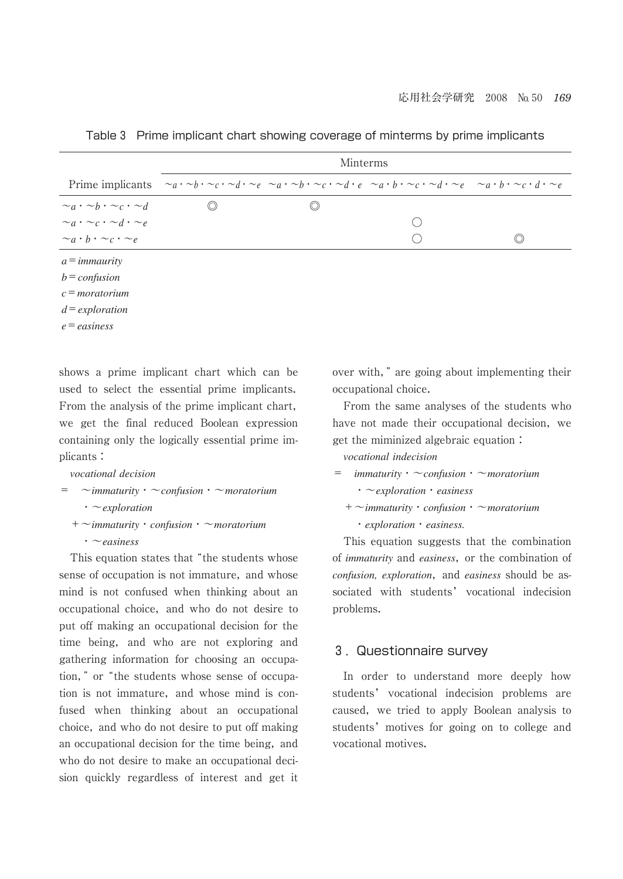Table 3 Prime implicant chart showing coverage of minterms by prime implicants

| Prime implicants | Minterms | | | |
|---|---|---|---|---|
| | $\sim a \cdot \sim b \cdot \sim c \cdot \sim d \cdot \sim e$ | $\sim a \cdot \sim b \cdot \sim c \cdot \sim d \cdot e$ | $\sim a \cdot b \cdot \sim c \cdot \sim d \cdot \sim e$ | $\sim a \cdot b \cdot \sim c \cdot d \cdot \sim e$ |
| $\sim a \cdot \sim b \cdot \sim c \cdot \sim d$ | ◎ | ◎ | | |
| $\sim a \cdot \sim c \cdot \sim d \cdot \sim e$ | | | ○ | |
| $\sim a \cdot b \cdot \sim c \cdot \sim e$ | | | ○ | ◎ |

*a* = *immaurity*
*b* = *confusion*
*c* = *moratorium*
*d* = *exploration*
*e* = *easiness*

shows a prime implicant chart which can be used to select the essential prime implicants. From the analysis of the prime implicant chart, we get the final reduced Boolean expression containing only the logically essential prime implicants :

*vocational decision*

$= \sim immaturity \cdot \sim confusion \cdot \sim moratorium \cdot \sim exploration$
$+ \sim immaturity \cdot confusion \cdot \sim moratorium \cdot \sim easiness$

This equation states that "the students whose sense of occupation is not immature, and whose mind is not confused when thinking about an occupational choice, and who do not desire to put off making an occupational decision for the time being, and who are not exploring and gathering information for choosing an occupation," or "the students whose sense of occupation is not immature, and whose mind is confused when thinking about an occupational choice, and who do not desire to put off making an occupational decision for the time being, and who do not desire to make an occupational decision quickly regardless of interest and get it over with," are going about implementing their occupational choice.

From the same analyses of the students who have not made their occupational decision, we get the miminized algebraic equation :

*vocational indecision*

$= immaturity \cdot \sim confusion \cdot \sim moratorium \cdot \sim exploration \cdot easiness$
$+ \sim immaturity \cdot confusion \cdot \sim moratorium \cdot exploration \cdot easiness.$

This equation suggests that the combination of *immaturity* and *easiness*, or the combination of *confusion, exploration*, and *easiness* should be associated with students' vocational indecision problems.

## 3. Questionnaire survey

In order to understand more deeply how students' vocational indecision problems are caused, we tried to apply Boolean analysis to students' motives for going on to college and vocational motives.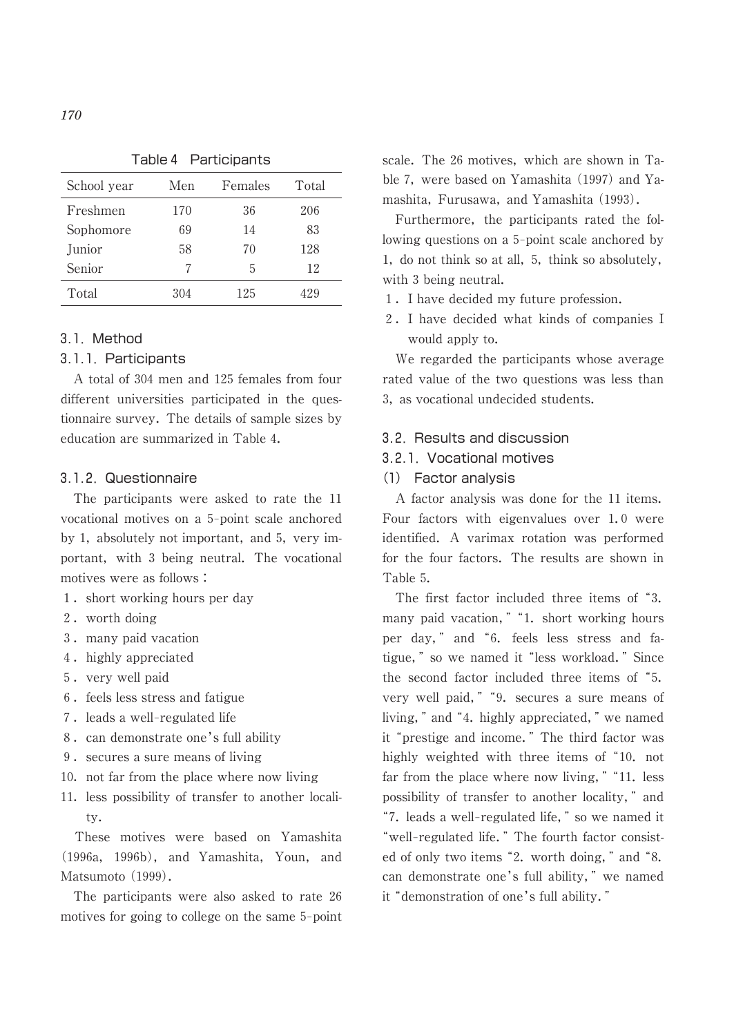Table 4 Participants

| School year | Men | Females | Total |
|---|---|---|---|
| Freshmen | 170 | 36 | 206 |
| Sophomore | 69 | 14 | 83 |
| Junior | 58 | 70 | 128 |
| Senior | 7 | 5 | 12 |
| Total | 304 | 125 | 429 |

### 3.1. Method

#### 3.1.1. Participants

A total of 304 men and 125 females from four different universities participated in the questionnaire survey. The details of sample sizes by education are summarized in Table 4.

#### 3.1.2. Questionnaire

The participants were asked to rate the 11 vocational motives on a 5-point scale anchored by 1, absolutely not important, and 5, very important, with 3 being neutral. The vocational motives were as follows :

1. short working hours per day
2. worth doing
3. many paid vacation
4. highly appreciated
5. very well paid
6. feels less stress and fatigue
7. leads a well-regulated life
8. can demonstrate one's full ability
9. secures a sure means of living
10. not far from the place where now living
11. less possibility of transfer to another locality.

These motives were based on Yamashita (1996a, 1996b), and Yamashita, Youn, and Matsumoto (1999).

The participants were also asked to rate 26 motives for going to college on the same 5-point scale. The 26 motives, which are shown in Table 7, were based on Yamashita (1997) and Yamashita, Furusawa, and Yamashita (1993).

Furthermore, the participants rated the following questions on a 5-point scale anchored by 1, do not think so at all, 5, think so absolutely, with 3 being neutral.

1. I have decided my future profession.
2. I have decided what kinds of companies I would apply to.

We regarded the participants whose average rated value of the two questions was less than 3, as vocational undecided students.

### 3.2. Results and discussion

#### 3.2.1. Vocational motives

(1) Factor analysis

A factor analysis was done for the 11 items. Four factors with eigenvalues over 1.0 were identified. A varimax rotation was performed for the four factors. The results are shown in Table 5.

The first factor included three items of "3. many paid vacation," "1. short working hours per day," and "6. feels less stress and fatigue," so we named it "less workload." Since the second factor included three items of "5. very well paid," "9. secures a sure means of living," and "4. highly appreciated," we named it "prestige and income." The third factor was highly weighted with three items of "10. not far from the place where now living," "11. less possibility of transfer to another locality," and "7. leads a well-regulated life," so we named it "well-regulated life." The fourth factor consisted of only two items "2. worth doing," and "8. can demonstrate one's full ability," we named it "demonstration of one's full ability."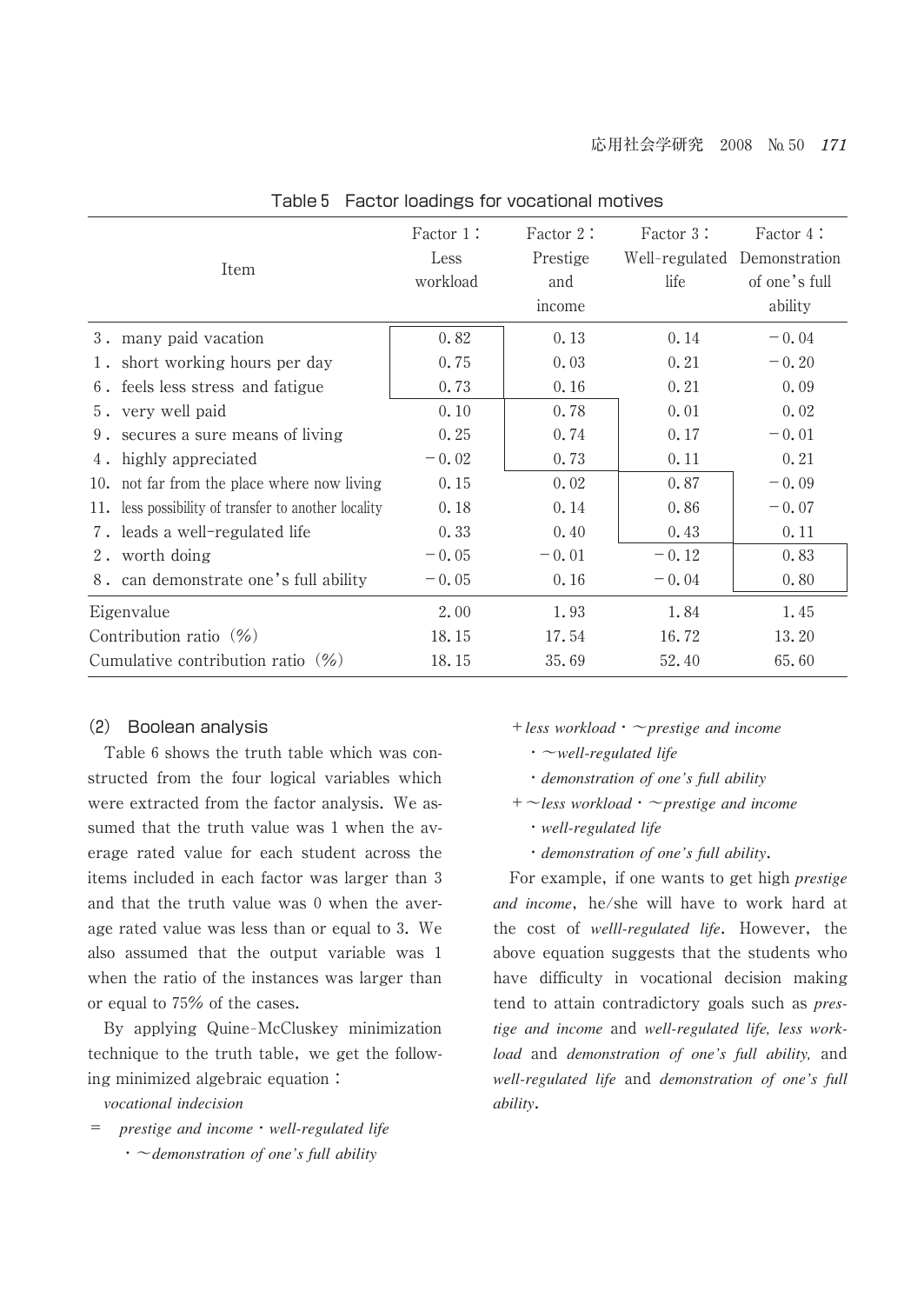Table 5　Factor loadings for vocational motives

| Item | Factor 1 : Less workload | Factor 2 : Prestige and income | Factor 3 : Well-regulated life | Factor 4 : Demonstration of one's full ability |
|---|---|---|---|---|
| 3. many paid vacation | 0.82 | 0.13 | 0.14 | −0.04 |
| 1. short working hours per day | 0.75 | 0.03 | 0.21 | −0.20 |
| 6. feels less stress and fatigue | 0.73 | 0.16 | 0.21 | 0.09 |
| 5. very well paid | 0.10 | 0.78 | 0.01 | 0.02 |
| 9. secures a sure means of living | 0.25 | 0.74 | 0.17 | −0.01 |
| 4. highly appreciated | −0.02 | 0.73 | 0.11 | 0.21 |
| 10. not far from the place where now living | 0.15 | 0.02 | 0.87 | −0.09 |
| 11. less possibility of transfer to another locality | 0.18 | 0.14 | 0.86 | −0.07 |
| 7. leads a well-regulated life | 0.33 | 0.40 | 0.43 | 0.11 |
| 2. worth doing | −0.05 | −0.01 | −0.12 | 0.83 |
| 8. can demonstrate one's full ability | −0.05 | 0.16 | −0.04 | 0.80 |
| Eigenvalue | 2.00 | 1.93 | 1.84 | 1.45 |
| Contribution ratio (%) | 18.15 | 17.54 | 16.72 | 13.20 |
| Cumulative contribution ratio (%) | 18.15 | 35.69 | 52.40 | 65.60 |

### (2) Boolean analysis

Table 6 shows the truth table which was constructed from the four logical variables which were extracted from the factor analysis. We assumed that the truth value was 1 when the average rated value for each student across the items included in each factor was larger than 3 and that the truth value was 0 when the average rated value was less than or equal to 3. We also assumed that the output variable was 1 when the ratio of the instances was larger than or equal to 75% of the cases.

By applying Quine-McCluskey minimization technique to the truth table, we get the following minimized algebraic equation :

*vocational indecision*

= *prestige and income* · *well-regulated life* · ～*demonstration of one's full ability*

\+ *less workload* · ～*prestige and income* · ～*well-regulated life* · *demonstration of one's full ability*

\+ ～*less workload* · ～*prestige and income* · *well-regulated life* · *demonstration of one's full ability*.

For example, if one wants to get high *prestige and income*, he/she will have to work hard at the cost of *welll-regulated life*. However, the above equation suggests that the students who have difficulty in vocational decision making tend to attain contradictory goals such as *prestige and income* and *well-regulated life*, *less workload* and *demonstration of one's full ability*, and *well-regulated life* and *demonstration of one's full ability*.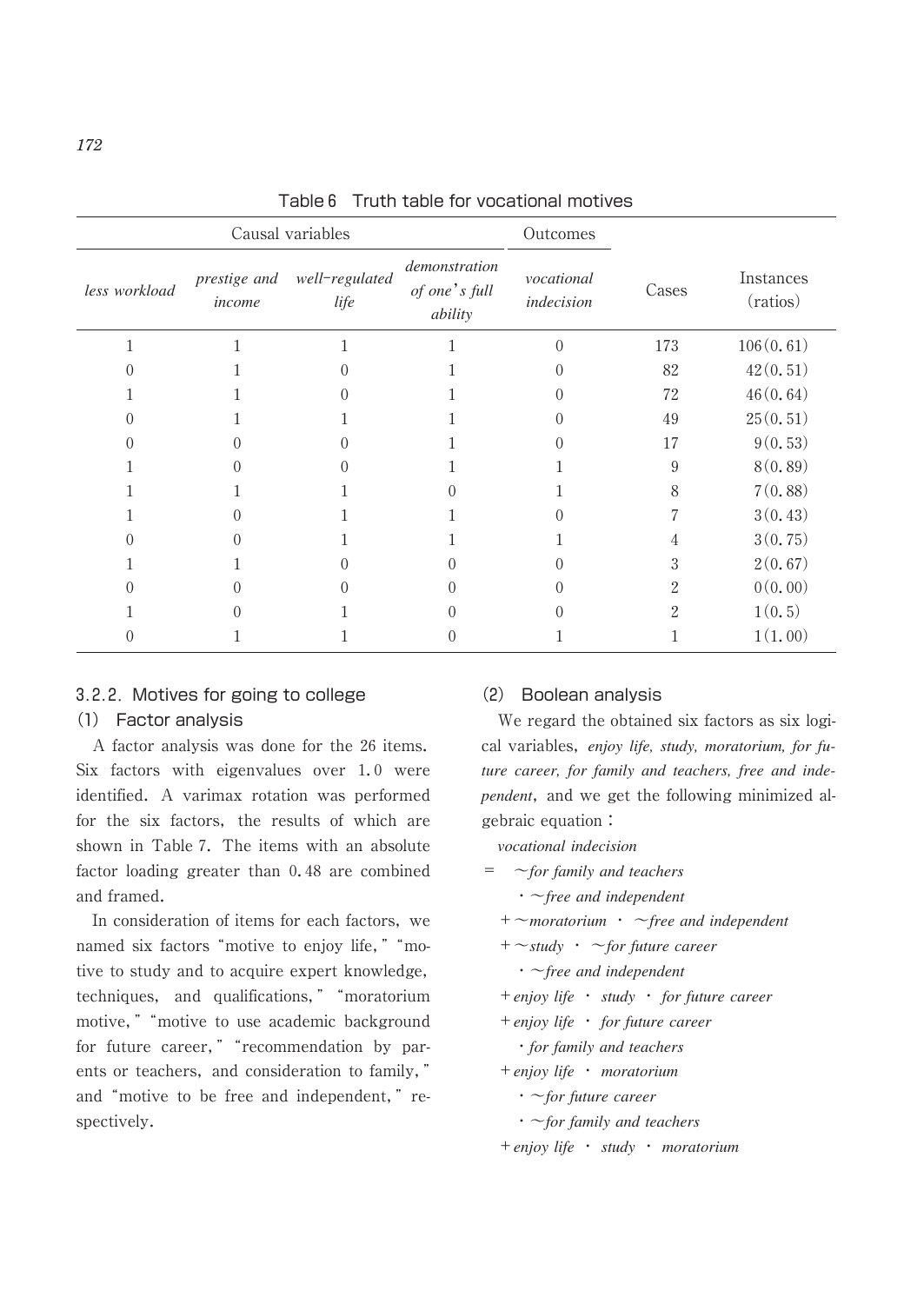Table 6 Truth table for vocational motives

| Causal variables | | | | Outcomes | | |
|---|---|---|---|---|---|---|
| *less workload* | *prestige and income* | *well-regulated life* | *demonstration of one's full ability* | *vocational indecision* | Cases | Instances (ratios) |
| 1 | 1 | 1 | 1 | 0 | 173 | 106(0.61) |
| 0 | 1 | 0 | 1 | 0 | 82 | 42(0.51) |
| 1 | 1 | 0 | 1 | 0 | 72 | 46(0.64) |
| 0 | 1 | 1 | 1 | 0 | 49 | 25(0.51) |
| 0 | 0 | 0 | 1 | 0 | 17 | 9(0.53) |
| 1 | 0 | 0 | 1 | 1 | 9 | 8(0.89) |
| 1 | 1 | 1 | 0 | 1 | 8 | 7(0.88) |
| 1 | 0 | 1 | 1 | 0 | 7 | 3(0.43) |
| 0 | 0 | 1 | 1 | 1 | 4 | 3(0.75) |
| 1 | 1 | 0 | 0 | 0 | 3 | 2(0.67) |
| 0 | 0 | 0 | 0 | 0 | 2 | 0(0.00) |
| 1 | 0 | 1 | 0 | 0 | 2 | 1(0.5) |
| 0 | 1 | 1 | 0 | 1 | 1 | 1(1.00) |

### 3.2.2. Motives for going to college

#### (1) Factor analysis

A factor analysis was done for the 26 items. Six factors with eigenvalues over 1.0 were identified. A varimax rotation was performed for the six factors, the results of which are shown in Table 7. The items with an absolute factor loading greater than 0.48 are combined and framed.

In consideration of items for each factors, we named six factors "motive to enjoy life," "motive to study and to acquire expert knowledge, techniques, and qualifications," "moratorium motive," "motive to use academic background for future career," "recommendation by parents or teachers, and consideration to family," and "motive to be free and independent," respectively.

#### (2) Boolean analysis

We regard the obtained six factors as six logical variables, *enjoy life, study, moratorium, for future career, for family and teachers, free and independent*, and we get the following minimized algebraic equation :

*vocational indecision*

= ~*for family and teachers* · ~*free and independent*
+ ~*moratorium* · ~*free and independent*
+ ~*study* · ~*for future career* · ~*free and independent*
+ *enjoy life* · *study* · *for future career*
+ *enjoy life* · *for future career* · *for family and teachers*
+ *enjoy life* · *moratorium* · ~*for future career* · ~*for family and teachers*
+ *enjoy life* · *study* · *moratorium*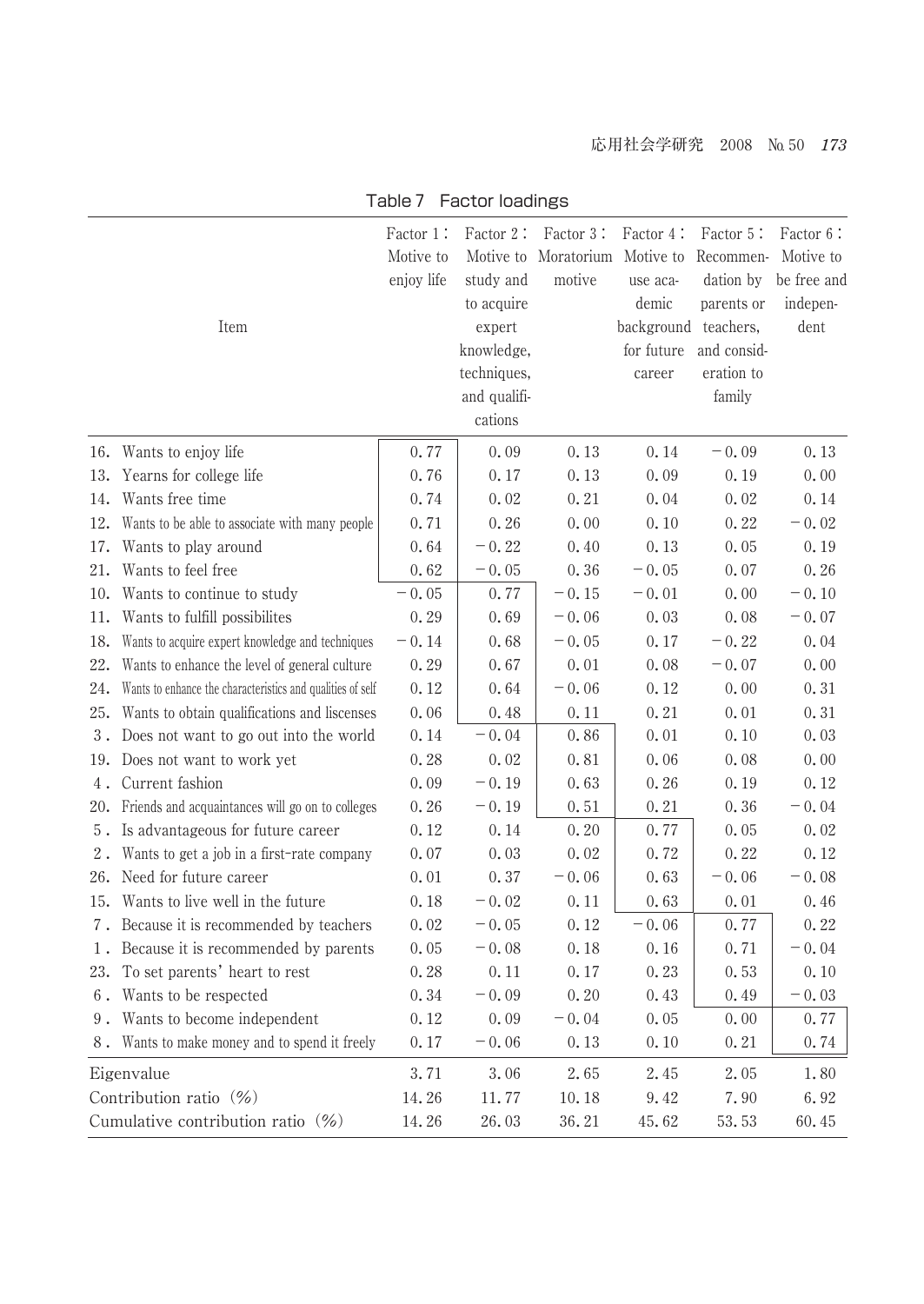Table 7 Factor loadings

| Item | Factor 1: Motive to enjoy life | Factor 2: Motive to study and to acquire expert knowledge, techniques, and qualifications | Factor 3: Moratorium motive | Factor 4: Motive to use academic background for future career | Factor 5: Recommendation by parents or teachers, and consideration to family | Factor 6: Motive to be free and independent |
|---|---|---|---|---|---|---|
| 16. Wants to enjoy life | 0.77 | 0.09 | 0.13 | 0.14 | −0.09 | 0.13 |
| 13. Yearns for college life | 0.76 | 0.17 | 0.13 | 0.09 | 0.19 | 0.00 |
| 14. Wants free time | 0.74 | 0.02 | 0.21 | 0.04 | 0.02 | 0.14 |
| 12. Wants to be able to associate with many people | 0.71 | 0.26 | 0.00 | 0.10 | 0.22 | −0.02 |
| 17. Wants to play around | 0.64 | −0.22 | 0.40 | 0.13 | 0.05 | 0.19 |
| 21. Wants to feel free | 0.62 | −0.05 | 0.36 | −0.05 | 0.07 | 0.26 |
| 10. Wants to continue to study | −0.05 | 0.77 | −0.15 | −0.01 | 0.00 | −0.10 |
| 11. Wants to fulfill possibilites | 0.29 | 0.69 | −0.06 | 0.03 | 0.08 | −0.07 |
| 18. Wants to acquire expert knowledge and techniques | −0.14 | 0.68 | −0.05 | 0.17 | −0.22 | 0.04 |
| 22. Wants to enhance the level of general culture | 0.29 | 0.67 | 0.01 | 0.08 | −0.07 | 0.00 |
| 24. Wants to enhance the characteristics and qualities of self | 0.12 | 0.64 | −0.06 | 0.12 | 0.00 | 0.31 |
| 25. Wants to obtain qualifications and liscenses | 0.06 | 0.48 | 0.11 | 0.21 | 0.01 | 0.31 |
| 3. Does not want to go out into the world | 0.14 | −0.04 | 0.86 | 0.01 | 0.10 | 0.03 |
| 19. Does not want to work yet | 0.28 | 0.02 | 0.81 | 0.06 | 0.08 | 0.00 |
| 4. Current fashion | 0.09 | −0.19 | 0.63 | 0.26 | 0.19 | 0.12 |
| 20. Friends and acquaintances will go on to colleges | 0.26 | −0.19 | 0.51 | 0.21 | 0.36 | −0.04 |
| 5. Is advantageous for future career | 0.12 | 0.14 | 0.20 | 0.77 | 0.05 | 0.02 |
| 2. Wants to get a job in a first-rate company | 0.07 | 0.03 | 0.02 | 0.72 | 0.22 | 0.12 |
| 26. Need for future career | 0.01 | 0.37 | −0.06 | 0.63 | −0.06 | −0.08 |
| 15. Wants to live well in the future | 0.18 | −0.02 | 0.11 | 0.63 | 0.01 | 0.46 |
| 7. Because it is recommended by teachers | 0.02 | −0.05 | 0.12 | −0.06 | 0.77 | 0.22 |
| 1. Because it is recommended by parents | 0.05 | −0.08 | 0.18 | 0.16 | 0.71 | −0.04 |
| 23. To set parents' heart to rest | 0.28 | 0.11 | 0.17 | 0.23 | 0.53 | 0.10 |
| 6. Wants to be respected | 0.34 | −0.09 | 0.20 | 0.43 | 0.49 | −0.03 |
| 9. Wants to become independent | 0.12 | 0.09 | −0.04 | 0.05 | 0.00 | 0.77 |
| 8. Wants to make money and to spend it freely | 0.17 | −0.06 | 0.13 | 0.10 | 0.21 | 0.74 |
| Eigenvalue | 3.71 | 3.06 | 2.65 | 2.45 | 2.05 | 1.80 |
| Contribution ratio (%) | 14.26 | 11.77 | 10.18 | 9.42 | 7.90 | 6.92 |
| Cumulative contribution ratio (%) | 14.26 | 26.03 | 36.21 | 45.62 | 53.53 | 60.45 |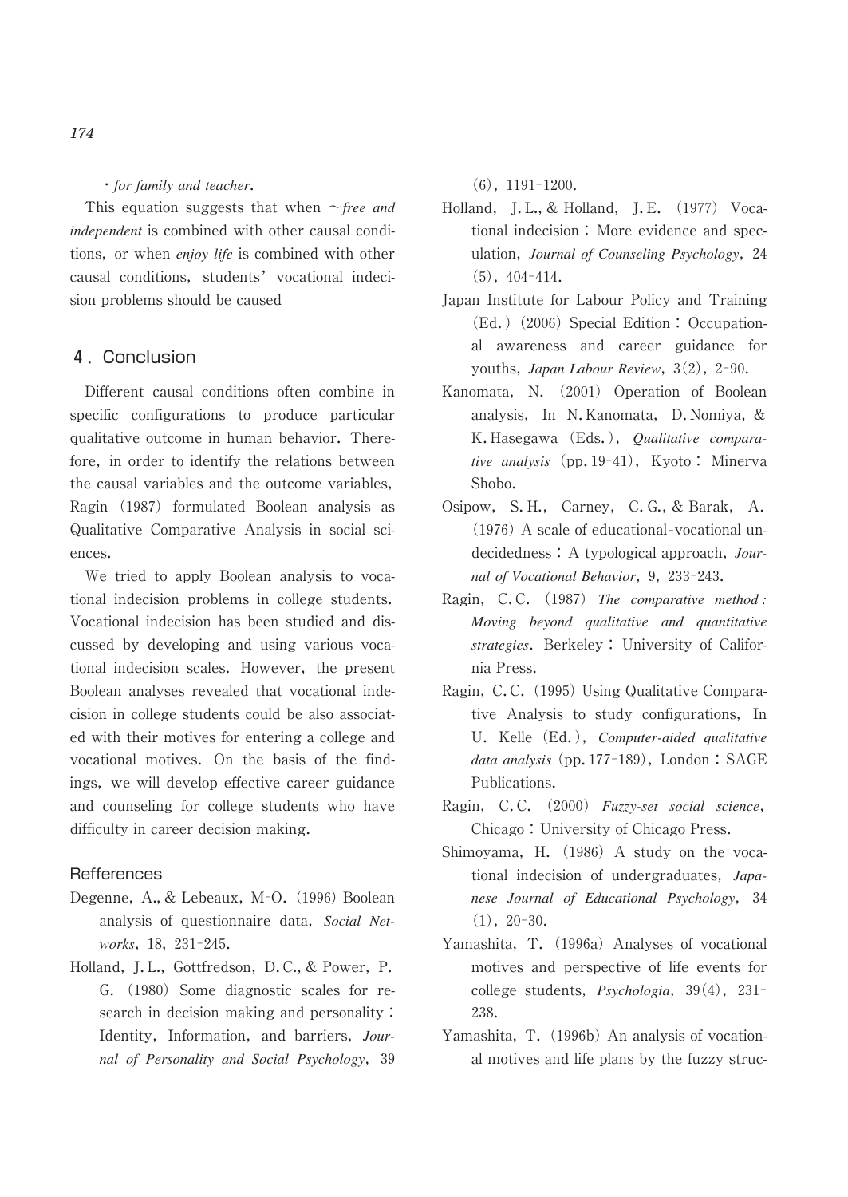· *for family and teacher*.

This equation suggests that when ~*free and independent* is combined with other causal conditions, or when *enjoy life* is combined with other causal conditions, students' vocational indecision problems should be caused

## 4. Conclusion

Different causal conditions often combine in specific configurations to produce particular qualitative outcome in human behavior. Therefore, in order to identify the relations between the causal variables and the outcome variables, Ragin (1987) formulated Boolean analysis as Qualitative Comparative Analysis in social sciences.

We tried to apply Boolean analysis to vocational indecision problems in college students. Vocational indecision has been studied and discussed by developing and using various vocational indecision scales. However, the present Boolean analyses revealed that vocational indecision in college students could be also associated with their motives for entering a college and vocational motives. On the basis of the findings, we will develop effective career guidance and counseling for college students who have difficulty in career decision making.

### Refferences

Degenne, A., & Lebeaux, M-O. (1996) Boolean analysis of questionnaire data, *Social Networks*, 18, 231-245.

Holland, J. L., Gottfredson, D. C., & Power, P. G. (1980) Some diagnostic scales for research in decision making and personality: Identity, Information, and barriers, *Journal of Personality and Social Psychology*, 39 (6), 1191-1200.

Holland, J. L., & Holland, J. E. (1977) Vocational indecision: More evidence and speculation, *Journal of Counseling Psychology*, 24 (5), 404-414.

Japan Institute for Labour Policy and Training (Ed.) (2006) Special Edition: Occupational awareness and career guidance for youths, *Japan Labour Review*, 3(2), 2-90.

Kanomata, N. (2001) Operation of Boolean analysis, In N. Kanomata, D. Nomiya, & K. Hasegawa (Eds.), *Qualitative comparative analysis* (pp. 19-41), Kyoto: Minerva Shobo.

Osipow, S. H., Carney, C. G., & Barak, A. (1976) A scale of educational-vocational undecidedness: A typological approach, *Journal of Vocational Behavior*, 9, 233-243.

Ragin, C. C. (1987) *The comparative method: Moving beyond qualitative and quantitative strategies*. Berkeley: University of California Press.

Ragin, C. C. (1995) Using Qualitative Comparative Analysis to study configurations, In U. Kelle (Ed.), *Computer-aided qualitative data analysis* (pp. 177-189), London: SAGE Publications.

Ragin, C. C. (2000) *Fuzzy-set social science*, Chicago: University of Chicago Press.

Shimoyama, H. (1986) A study on the vocational indecision of undergraduates, *Japanese Journal of Educational Psychology*, 34 (1), 20-30.

Yamashita, T. (1996a) Analyses of vocational motives and perspective of life events for college students, *Psychologia*, 39(4), 231-238.

Yamashita, T. (1996b) An analysis of vocational motives and life plans by the fuzzy struc-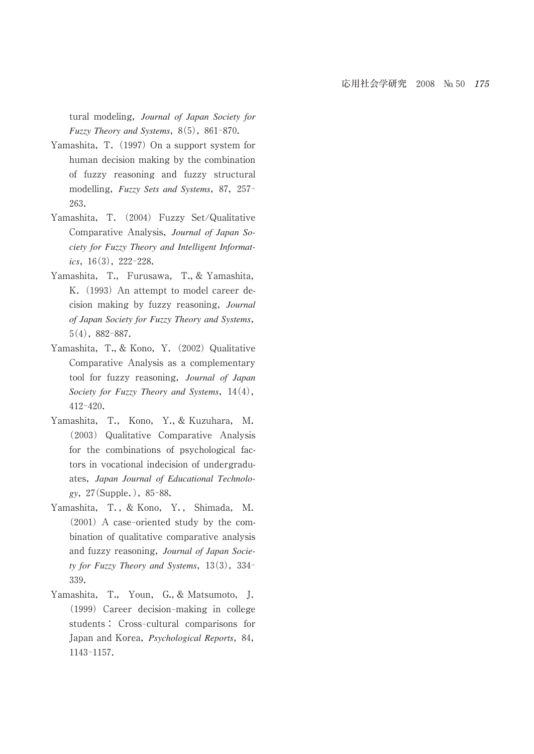tural modeling, *Journal of Japan Society for Fuzzy Theory and Systems*, 8(5), 861-870.

Yamashita, T. (1997) On a support system for human decision making by the combination of fuzzy reasoning and fuzzy structural modelling, *Fuzzy Sets and Systems*, 87, 257-263.

Yamashita, T. (2004) Fuzzy Set/Qualitative Comparative Analysis, *Journal of Japan Society for Fuzzy Theory and Intelligent Informatics*, 16(3), 222-228.

Yamashita, T., Furusawa, T., & Yamashita, K. (1993) An attempt to model career decision making by fuzzy reasoning, *Journal of Japan Society for Fuzzy Theory and Systems*, 5(4), 882-887.

Yamashita, T., & Kono, Y. (2002) Qualitative Comparative Analysis as a complementary tool for fuzzy reasoning, *Journal of Japan Society for Fuzzy Theory and Systems*, 14(4), 412-420.

Yamashita, T., Kono, Y., & Kuzuhara, M. (2003) Qualitative Comparative Analysis for the combinations of psychological factors in vocational indecision of undergraduates, *Japan Journal of Educational Technology*, 27(Supple.), 85-88.

Yamashita, T., & Kono, Y., Shimada, M. (2001) A case-oriented study by the combination of qualitative comparative analysis and fuzzy reasoning, *Journal of Japan Society for Fuzzy Theory and Systems*, 13(3), 334-339.

Yamashita, T., Youn, G., & Matsumoto, J. (1999) Career decision-making in college students : Cross-cultural comparisons for Japan and Korea, *Psychological Reports*, 84, 1143-1157.